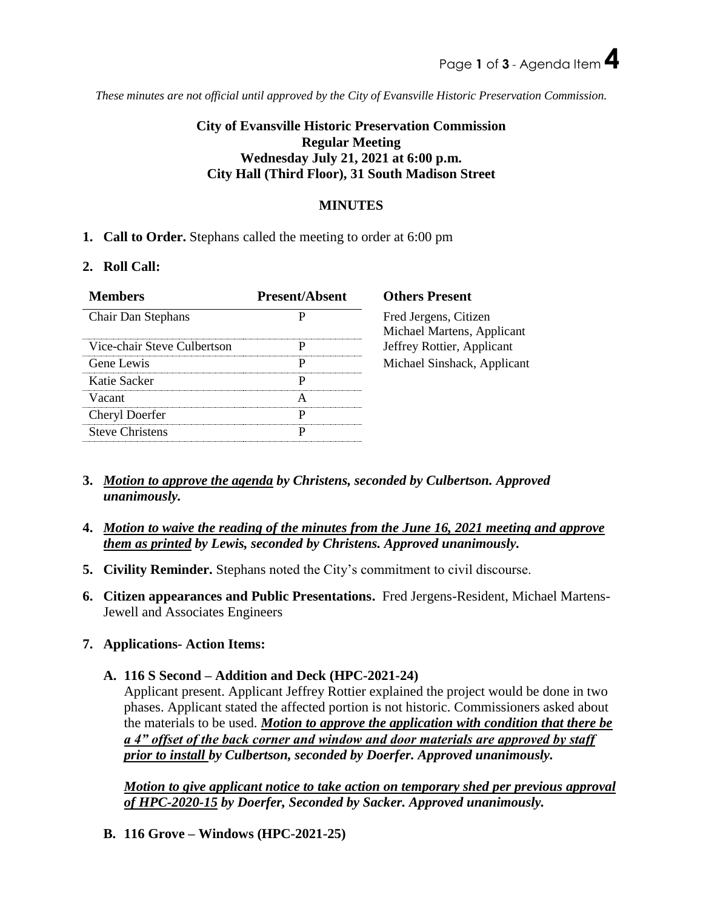*These minutes are not official until approved by the City of Evansville Historic Preservation Commission.*

**City of Evansville Historic Preservation Commission**
**Regular Meeting**
**Wednesday July 21, 2021 at 6:00 p.m.**
**City Hall (Third Floor), 31 South Madison Street**

## MINUTES

1. **Call to Order.** Stephans called the meeting to order at 6:00 pm

2. **Roll Call:**

| Members | Present/Absent | Others Present |
|---|---|---|
| Chair Dan Stephans | P | Fred Jergens, Citizen<br>Michael Martens, Applicant |
| Vice-chair Steve Culbertson | P | Jeffrey Rottier, Applicant |
| Gene Lewis | P | Michael Sinshack, Applicant |
| Katie Sacker | P | |
| Vacant | A | |
| Cheryl Doerfer | P | |
| Steve Christens | P | |

3. ***Motion to approve the agenda** by Christens, seconded by Culbertson. Approved unanimously.*

4. ***Motion to waive the reading of the minutes from the June 16, 2021 meeting and approve them as printed** by Lewis, seconded by Christens. Approved unanimously.*

5. **Civility Reminder.** Stephans noted the City's commitment to civil discourse.

6. **Citizen appearances and Public Presentations.** Fred Jergens-Resident, Michael Martens-Jewell and Associates Engineers

7. **Applications- Action Items:**

   **A. 116 S Second – Addition and Deck (HPC-2021-24)**

   Applicant present. Applicant Jeffrey Rottier explained the project would be done in two phases. Applicant stated the affected portion is not historic. Commissioners asked about the materials to be used. ***Motion to approve the application with condition that there be a 4" offset of the back corner and window and door materials are approved by staff prior to install** by Culbertson, seconded by Doerfer. Approved unanimously.*

   ***Motion to give applicant notice to take action on temporary shed per previous approval of HPC-2020-15** by Doerfer, Seconded by Sacker. Approved unanimously.*

   **B. 116 Grove – Windows (HPC-2021-25)**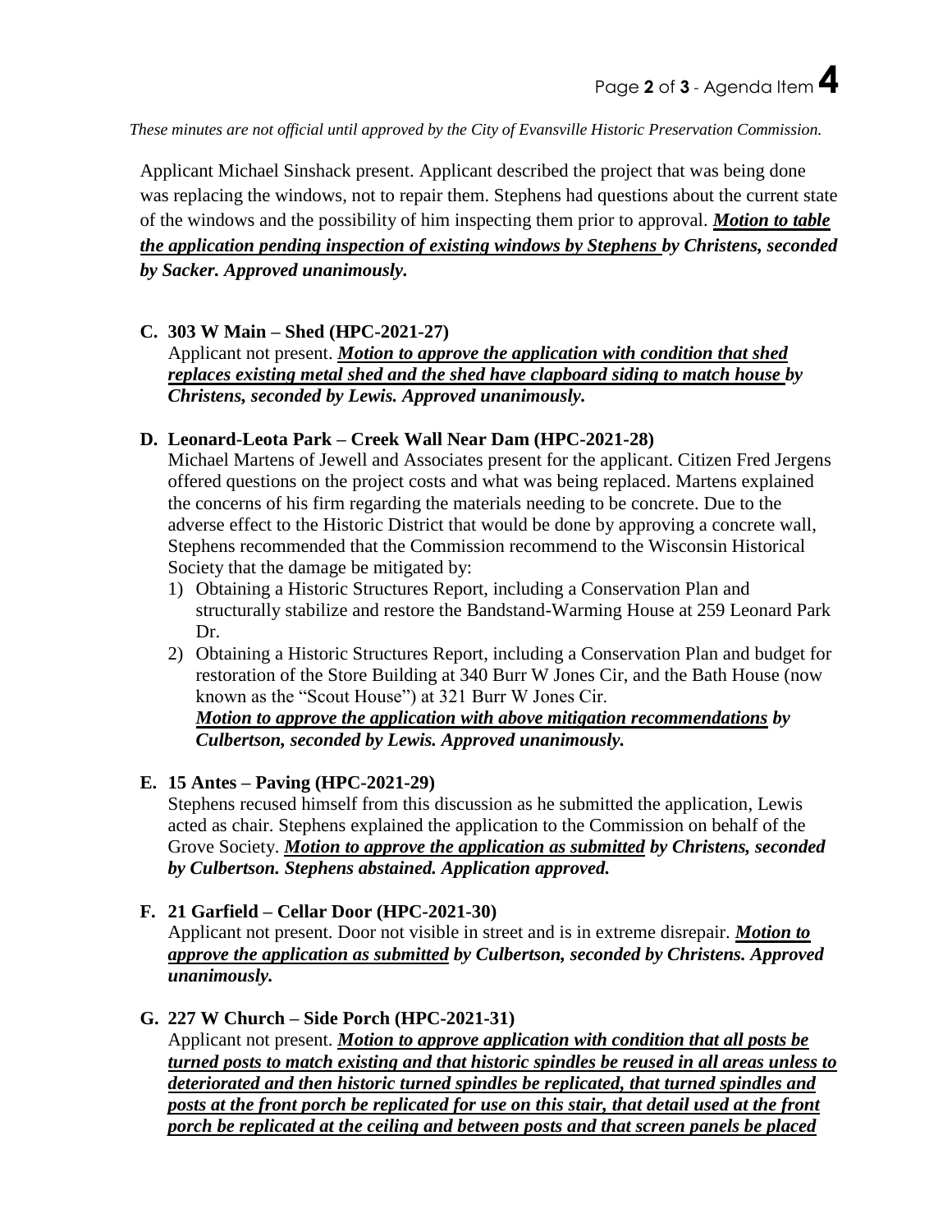*These minutes are not official until approved by the City of Evansville Historic Preservation Commission.*

Applicant Michael Sinshack present. Applicant described the project that was being done was replacing the windows, not to repair them. Stephens had questions about the current state of the windows and the possibility of him inspecting them prior to approval. ***Motion to table the application pending inspection of existing windows by Stephens*** ***by Christens, seconded by Sacker. Approved unanimously.***

**C. 303 W Main – Shed (HPC-2021-27)**

Applicant not present. ***Motion to approve the application with condition that shed replaces existing metal shed and the shed have clapboard siding to match house*** ***by Christens, seconded by Lewis. Approved unanimously.***

**D. Leonard-Leota Park – Creek Wall Near Dam (HPC-2021-28)**

Michael Martens of Jewell and Associates present for the applicant. Citizen Fred Jergens offered questions on the project costs and what was being replaced. Martens explained the concerns of his firm regarding the materials needing to be concrete. Due to the adverse effect to the Historic District that would be done by approving a concrete wall, Stephens recommended that the Commission recommend to the Wisconsin Historical Society that the damage be mitigated by:

1) Obtaining a Historic Structures Report, including a Conservation Plan and structurally stabilize and restore the Bandstand-Warming House at 259 Leonard Park Dr.
2) Obtaining a Historic Structures Report, including a Conservation Plan and budget for restoration of the Store Building at 340 Burr W Jones Cir, and the Bath House (now known as the "Scout House") at 321 Burr W Jones Cir.

***Motion to approve the application with above mitigation recommendations*** ***by Culbertson, seconded by Lewis. Approved unanimously.***

**E. 15 Antes – Paving (HPC-2021-29)**

Stephens recused himself from this discussion as he submitted the application, Lewis acted as chair. Stephens explained the application to the Commission on behalf of the Grove Society. ***Motion to approve the application as submitted*** ***by Christens, seconded by Culbertson. Stephens abstained. Application approved.***

**F. 21 Garfield – Cellar Door (HPC-2021-30)**

Applicant not present. Door not visible in street and is in extreme disrepair. ***Motion to approve the application as submitted*** ***by Culbertson, seconded by Christens. Approved unanimously.***

**G. 227 W Church – Side Porch (HPC-2021-31)**

Applicant not present. ***Motion to approve application with condition that all posts be turned posts to match existing and that historic spindles be reused in all areas unless to deteriorated and then historic turned spindles be replicated, that turned spindles and posts at the front porch be replicated for use on this stair, that detail used at the front porch be replicated at the ceiling and between posts and that screen panels be placed***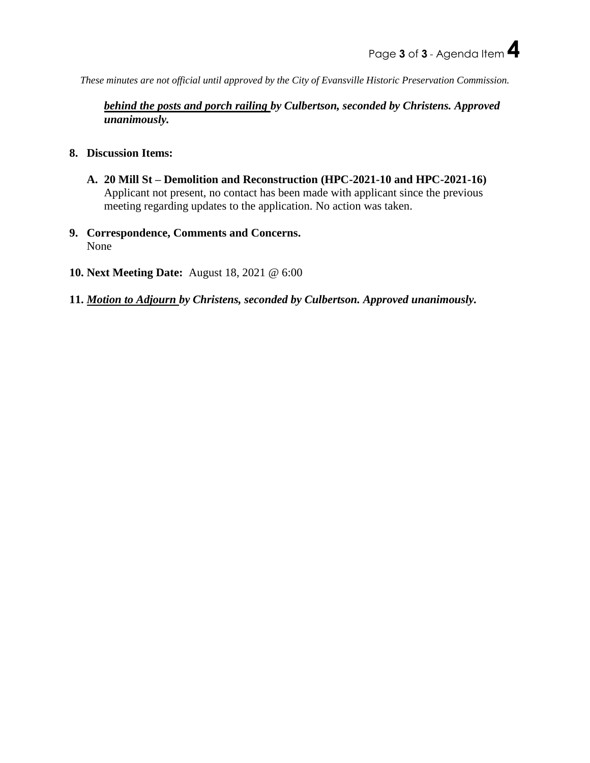*These minutes are not official until approved by the City of Evansville Historic Preservation Commission.*

***behind the posts and porch railing** by Culbertson, seconded by Christens. Approved unanimously.*

**8. Discussion Items:**

**A. 20 Mill St – Demolition and Reconstruction (HPC-2021-10 and HPC-2021-16)**
Applicant not present, no contact has been made with applicant since the previous meeting regarding updates to the application. No action was taken.

**9. Correspondence, Comments and Concerns.**
None

**10. Next Meeting Date:** August 18, 2021 @ 6:00

**11.** ***Motion to Adjourn** by Christens, seconded by Culbertson. Approved unanimously.*